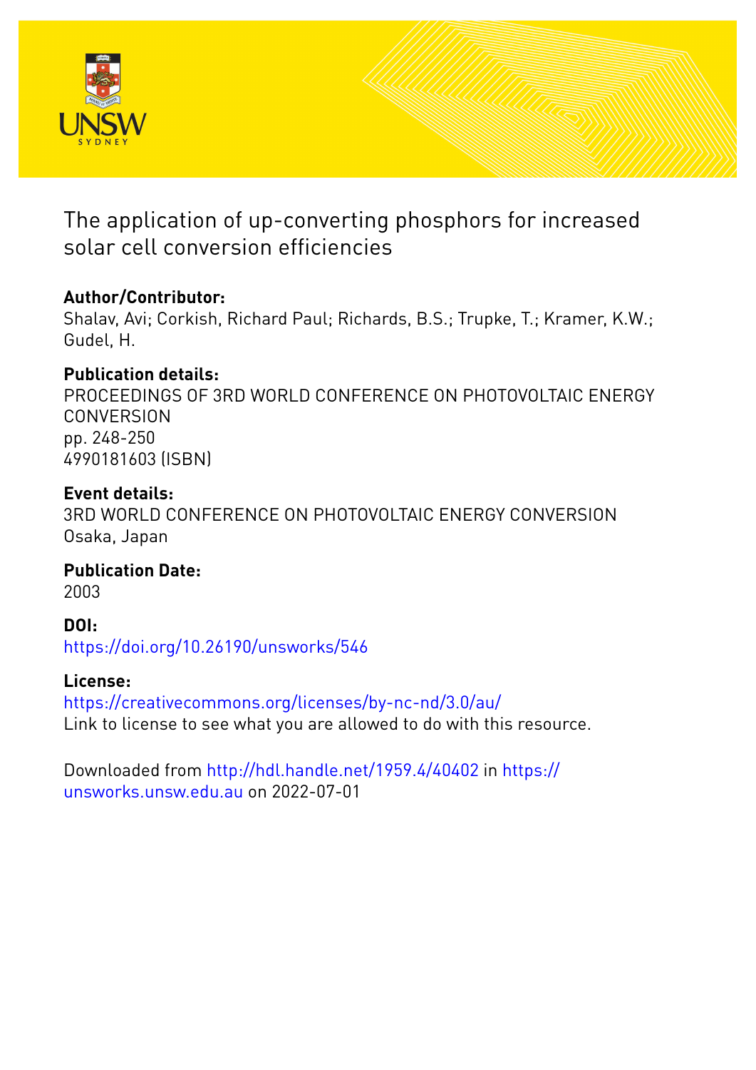# The application of up-converting phosphors for increased solar cell conversion efficiencies

## Author/Contributor:

Shalav, Avi; Corkish, Richard Paul; Richards, B.S.; Trupke, T.; Kramer, K.W.; Gudel, H.

## Publication details:

PROCEEDINGS OF 3RD WORLD CONFERENCE ON PHOTOVOLTAIC ENERGY CONVERSION
pp. 248-250
4990181603 (ISBN)

## Event details:

3RD WORLD CONFERENCE ON PHOTOVOLTAIC ENERGY CONVERSION
Osaka, Japan

## Publication Date:

2003

## DOI:

https://doi.org/10.26190/unsworks/546

## License:

https://creativecommons.org/licenses/by-nc-nd/3.0/au/
Link to license to see what you are allowed to do with this resource.

Downloaded from http://hdl.handle.net/1959.4/40402 in https://unsworks.unsw.edu.au on 2022-07-01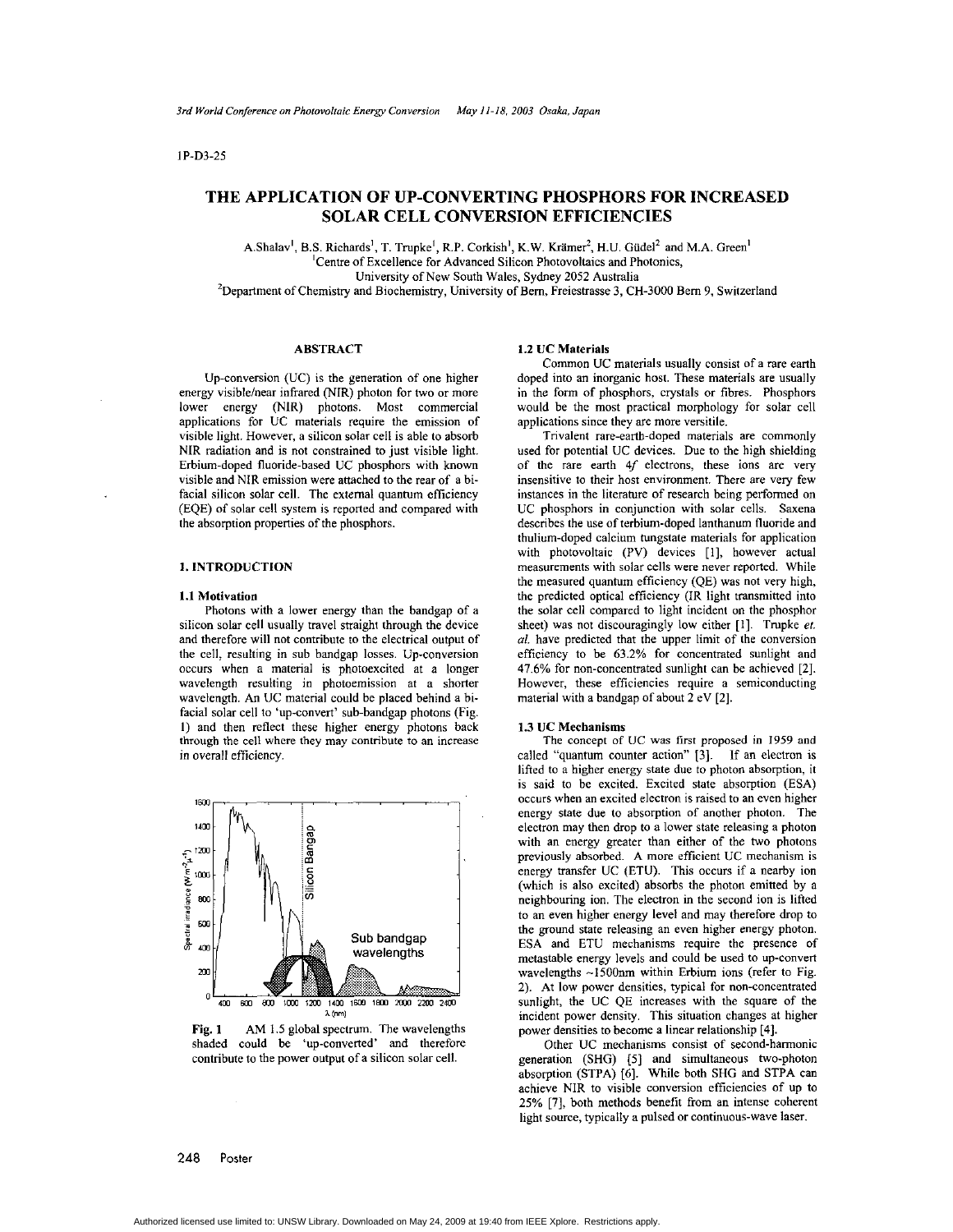1P-D3-25

# THE APPLICATION OF UP-CONVERTING PHOSPHORS FOR INCREASED SOLAR CELL CONVERSION EFFICIENCIES

A.Shalav[1], B.S. Richards[1], T. Trupke[1], R.P. Corkish[1], K.W. Krämer[2], H.U. Güdel[2] and M.A. Green[1]

[1]Centre of Excellence for Advanced Silicon Photovoltaics and Photonics, University of New South Wales, Sydney 2052 Australia

[2]Department of Chemistry and Biochemistry, University of Bern, Freiestrasse 3, CH-3000 Bern 9, Switzerland

## ABSTRACT

Up-conversion (UC) is the generation of one higher energy visible/near infrared (NIR) photon for two or more lower energy (NIR) photons. Most commercial applications for UC materials require the emission of visible light. However, a silicon solar cell is able to absorb NIR radiation and is not constrained to just visible light. Erbium-doped fluoride-based UC phosphors with known visible and NIR emission were attached to the rear of a bi-facial silicon solar cell. The external quantum efficiency (EQE) of solar cell system is reported and compared with the absorption properties of the phosphors.

## 1. INTRODUCTION

### 1.1 Motivation

Photons with a lower energy than the bandgap of a silicon solar cell usually travel straight through the device and therefore will not contribute to the electrical output of the cell, resulting in sub bandgap losses. Up-conversion occurs when a material is photoexcited at a longer wavelength resulting in photoemission at a shorter wavelength. An UC material could be placed behind a bi-facial solar cell to 'up-convert' sub-bandgap photons (Fig. 1) and then reflect these higher energy photons back through the cell where they may contribute to an increase in overall efficiency.

**Fig. 1** AM 1.5 global spectrum. The wavelengths shaded could be 'up-converted' and therefore contribute to the power output of a silicon solar cell.

### 1.2 UC Materials

Common UC materials usually consist of a rare earth doped into an inorganic host. These materials are usually in the form of phosphors, crystals or fibres. Phosphors would be the most practical morphology for solar cell applications since they are more versitile.

Trivalent rare-earth-doped materials are commonly used for potential UC devices. Due to the high shielding of the rare earth 4*f* electrons, these ions are very insensitive to their host environment. There are very few instances in the literature of research being performed on UC phosphors in conjunction with solar cells. Saxena describes the use of terbium-doped lanthanum fluoride and thulium-doped calcium tungstate materials for application with photovoltaic (PV) devices [1], however actual measurements with solar cells were never reported. While the measured quantum efficiency (QE) was not very high, the predicted optical efficiency (IR light transmitted into the solar cell compared to light incident on the phosphor sheet) was not discouragingly low either [1]. Trupke *et. al.* have predicted that the upper limit of the conversion efficiency to be 63.2% for concentrated sunlight and 47.6% for non-concentrated sunlight can be achieved [2]. However, these efficiencies require a semiconducting material with a bandgap of about 2 eV [2].

### 1.3 UC Mechanisms

The concept of UC was first proposed in 1959 and called "quantum counter action" [3]. If an electron is lifted to a higher energy state due to photon absorption, it is said to be excited. Excited state absorption (ESA) occurs when an excited electron is raised to an even higher energy state due to absorption of another photon. The electron may then drop to a lower state releasing a photon with an energy greater than either of the two photons previously absorbed. A more efficient UC mechanism is energy transfer UC (ETU). This occurs if a nearby ion (which is also excited) absorbs the photon emitted by a neighbouring ion. The electron in the second ion is lifted to an even higher energy level and may therefore drop to the ground state releasing an even higher energy photon. ESA and ETU mechanisms require the presence of metastable energy levels and could be used to up-convert wavelengths ~1500nm within Erbium ions (refer to Fig. 2). At low power densities, typical for non-concentrated sunlight, the UC QE increases with the square of the incident power density. This situation changes at higher power densities to become a linear relationship [4].

Other UC mechanisms consist of second-harmonic generation (SHG) [5] and simultaneous two-photon absorption (STPA) [6]. While both SHG and STPA can achieve NIR to visible conversion efficiencies of up to 25% [7], both methods benefit from an intense coherent light source, typically a pulsed or continuous-wave laser.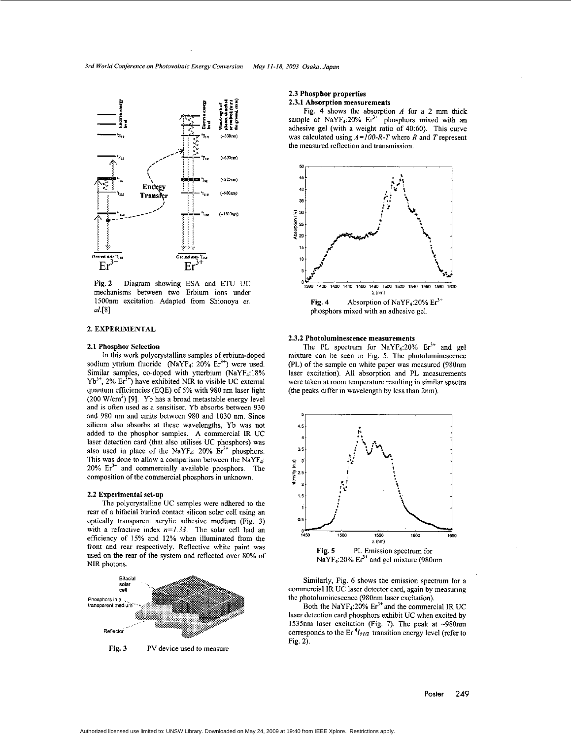Fig. 2 Diagram showing ESA and ETU UC mechanisms between two Erbium ions under 1500nm excitation. Adapted from Shionoya *et. al.*[8]

## 2. EXPERIMENTAL

### 2.1 Phosphor Selection

In this work polycrystalline samples of erbium-doped sodium yttrium fluoride ($NaYF_4$: 20% $Er^{3+}$) were used. Similar samples, co-doped with ytterbium ($NaYF_4$:18% $Yb^{3+}$, 2% $Er^{3+}$) have exhibited NIR to visible UC external quantum efficiencies (EQE) of 5% with 980 nm laser light (200 W/cm$^2$) [9]. Yb has a broad metastable energy level and is often used as a sensitiser. Yb absorbs between 930 and 980 nm and emits between 980 and 1030 nm. Since silicon also absorbs at these wavelengths, Yb was not added to the phosphor samples. A commercial IR UC laser detection card (that also utilises UC phosphors) was also used in place of the $NaYF_4$: 20% $Er^{3+}$ phosphors. This was done to allow a comparison between the $NaYF_4$: 20% $Er^{3+}$ and commercially available phosphors. The composition of the commercial phosphors in unknown.

### 2.2 Experimental set-up

The polycrystalline UC samples were adhered to the rear of a bifacial buried contact silicon solar cell using an optically transparent acrylic adhesive medium (Fig. 3) with a refractive index $n=1.33$. The solar cell had an efficiency of 15% and 12% when illuminated from the front and rear respectively. Reflective white paint was used on the rear of the system and reflected over 80% of NIR photons.

Fig. 3 PV device used to measure

### 2.3 Phosphor properties

#### 2.3.1 Absorption measurements

Fig. 4 shows the absorption $A$ for a 2 mm thick sample of $NaYF_4$:20% $Er^{3+}$ phosphors mixed with an adhesive gel (with a weight ratio of 40:60). This curve was calculated using $A=100-R-T$ where $R$ and $T$ represent the measured reflection and transmission.

Fig. 4 Absorption of $NaYF_4$:20% $Er^{3+}$ phosphors mixed with an adhesive gel.

#### 2.3.2 Photoluminescence measurements

The PL spectrum for $NaYF_4$:20% $Er^{3+}$ and gel mixture can be seen in Fig. 5. The photoluminescence (PL) of the sample on white paper was measured (980nm laser excitation). All absorption and PL measurements were taken at room temperature resulting in similar spectra (the peaks differ in wavelength by less than 2nm).

Fig. 5 PL Emission spectrum for $NaYF_4$:20% $Er^{3+}$ and gel mixture (980nm

Similarly, Fig. 6 shows the emission spectrum for a commercial IR UC laser detector card, again by measuring the photoluminescence (980nm laser excitation).

Both the $NaYF_4$:20% $Er^{3+}$ and the commercial IR UC laser detection card phosphors exhibit UC when excited by 1535nm laser excitation (Fig. 7). The peak at ~980nm corresponds to the Er $^4I_{11/2}$ transition energy level (refer to Fig. 2).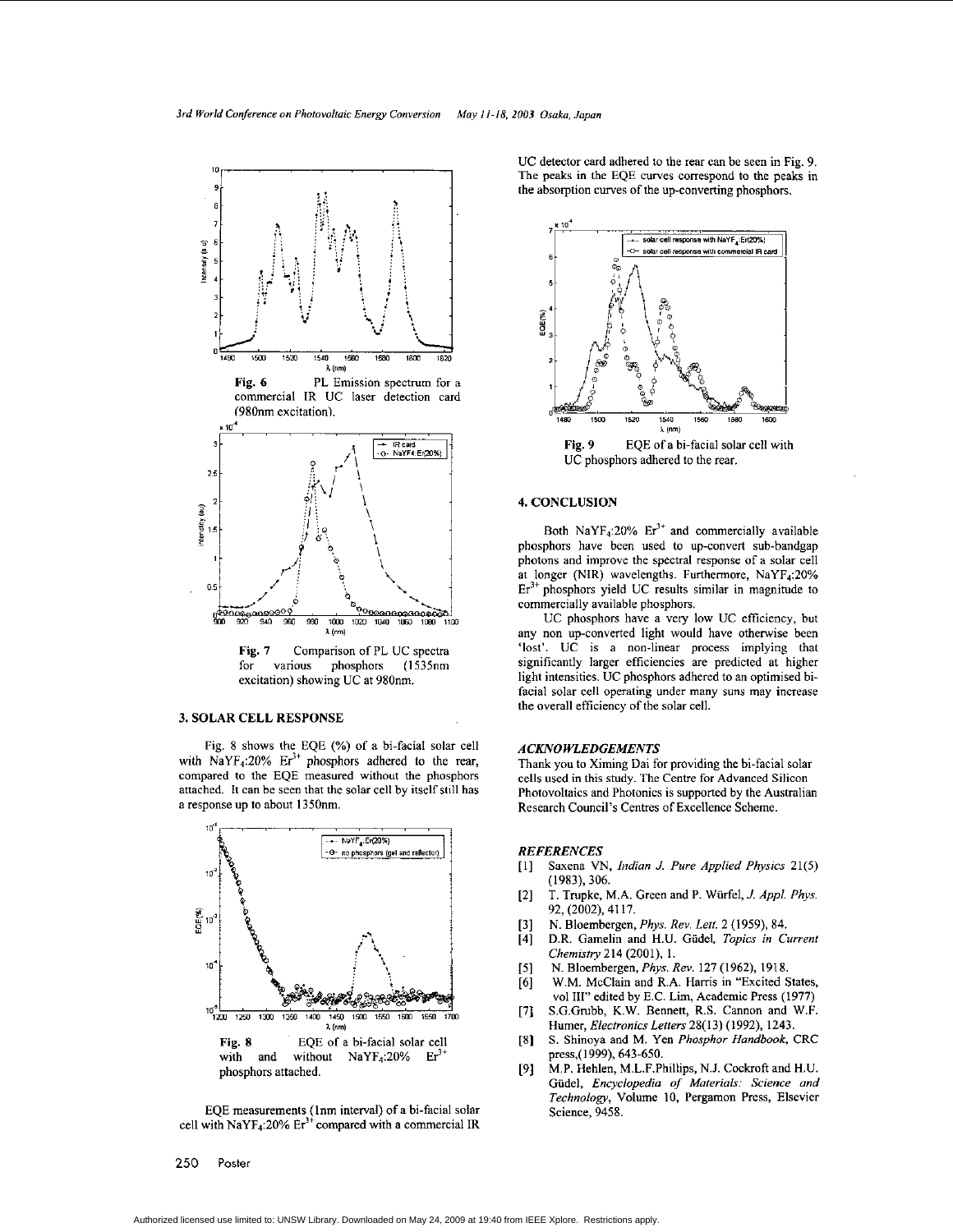14901500152015401560158016001620

λ (nm)

Intensity (a.u)

**Fig. 6** PL Emission spectrum for a commercial IR UC laser detection card (980nm excitation).

× 10⁴

IR card

NaYF4:Er(20%)

Intensity (au)

λ (nm)

**Fig. 7** Comparison of PL UC spectra for various phosphors (1535nm excitation) showing UC at 980nm.

## 3. SOLAR CELL RESPONSE

Fig. 8 shows the EQE (%) of a bi-facial solar cell with $NaYF_4$:20% $Er^{3+}$ phosphors adhered to the rear, compared to the EQE measured without the phosphors attached. It can be seen that the solar cell by itself still has a response up to about 1350nm.

NaYF4:Er(20%)

no phosphors (gel and reflector)

EQE(%)

λ (nm)

**Fig. 8** EQE of a bi-facial solar cell with and without $NaYF_4$:20% $Er^{3+}$ phosphors attached.

EQE measurements (1nm interval) of a bi-facial solar cell with $NaYF_4$:20% $Er^{3+}$ compared with a commercial IR UC detector card adhered to the rear can be seen in Fig. 9. The peaks in the EQE curves correspond to the peaks in the absorption curves of the up-converting phosphors.

× 10⁻⁴

solar cell response with NaYF4:Er(20%)

solar cell response with commercial IR card

EQE(%)

λ (nm)

**Fig. 9** EQE of a bi-facial solar cell with UC phosphors adhered to the rear.

## 4. CONCLUSION

Both $NaYF_4$:20% $Er^{3+}$ and commercially available phosphors have been used to up-convert sub-bandgap photons and improve the spectral response of a solar cell at longer (NIR) wavelengths. Furthermore, $NaYF_4$:20% $Er^{3+}$ phosphors yield UC results similar in magnitude to commercially available phosphors.

UC phosphors have a very low UC efficiency, but any non up-converted light would have otherwise been 'lost'. UC is a non-linear process implying that significantly larger efficiencies are predicted at higher light intensities. UC phosphors adhered to an optimised bi-facial solar cell operating under many suns may increase the overall efficiency of the solar cell.

### *ACKNOWLEDGEMENTS*

Thank you to Ximing Dai for providing the bi-facial solar cells used in this study. The Centre for Advanced Silicon Photovoltaics and Photonics is supported by the Australian Research Council's Centres of Excellence Scheme.

### *REFERENCES*

[1] Saxena VN, *Indian J. Pure Applied Physics* 21(5) (1983), 306.

[2] T. Trupke, M.A. Green and P. Würfel, *J. Appl. Phys.* 92, (2002), 4117.

[3] N. Bloembergen, *Phys. Rev. Lett.* 2 (1959), 84.

[4] D.R. Gamelin and H.U. Güdel, *Topics in Current Chemistry* 214 (2001), 1.

[5] N. Bloembergen, *Phys. Rev.* 127 (1962), 1918.

[6] W.M. McClain and R.A. Harris in "Excited States, vol III" edited by E.C. Lim, Academic Press (1977)

[7] S.G.Grubb, K.W. Bennett, R.S. Cannon and W.F. Humer, *Electronics Letters* 28(13) (1992), 1243.

[8] S. Shinoya and M. Yen *Phosphor Handbook*, CRC press,(1999), 643-650.

[9] M.P. Hehlen, M.L.F.Phillips, N.J. Cockroft and H.U. Güdel, *Encyclopedia of Materials: Science and Technology*, Volume 10, Pergamon Press, Elsevier Science, 9458.